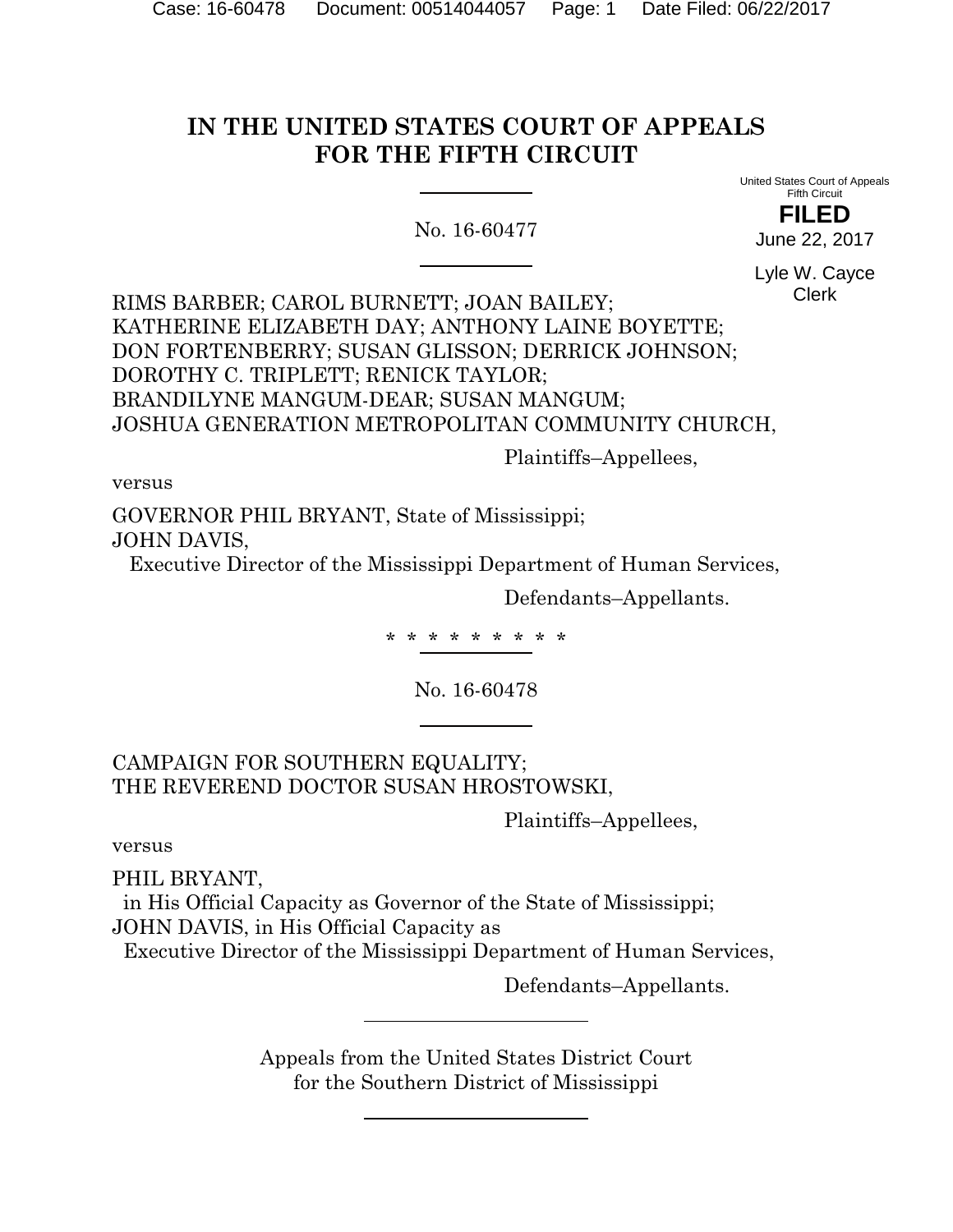# IN THE UNITED STATES COURT OF APPEALS FOR THE FIFTH CIRCUIT

United States Court of Appeals
Fifth Circuit

**FILED**

June 22, 2017

Lyle W. Cayce
Clerk

No. 16-60477

RIMS BARBER; CAROL BURNETT; JOAN BAILEY; KATHERINE ELIZABETH DAY; ANTHONY LAINE BOYETTE; DON FORTENBERRY; SUSAN GLISSON; DERRICK JOHNSON; DOROTHY C. TRIPLETT; RENICK TAYLOR; BRANDILYNE MANGUM-DEAR; SUSAN MANGUM; JOSHUA GENERATION METROPOLITAN COMMUNITY CHURCH,

Plaintiffs–Appellees,

versus

GOVERNOR PHIL BRYANT, State of Mississippi;
JOHN DAVIS,
Executive Director of the Mississippi Department of Human Services,

Defendants–Appellants.

* * * * * * * * * *

No. 16-60478

CAMPAIGN FOR SOUTHERN EQUALITY;
THE REVEREND DOCTOR SUSAN HROSTOWSKI,

Plaintiffs–Appellees,

versus

PHIL BRYANT,
in His Official Capacity as Governor of the State of Mississippi;
JOHN DAVIS, in His Official Capacity as
Executive Director of the Mississippi Department of Human Services,

Defendants–Appellants.

Appeals from the United States District Court
for the Southern District of Mississippi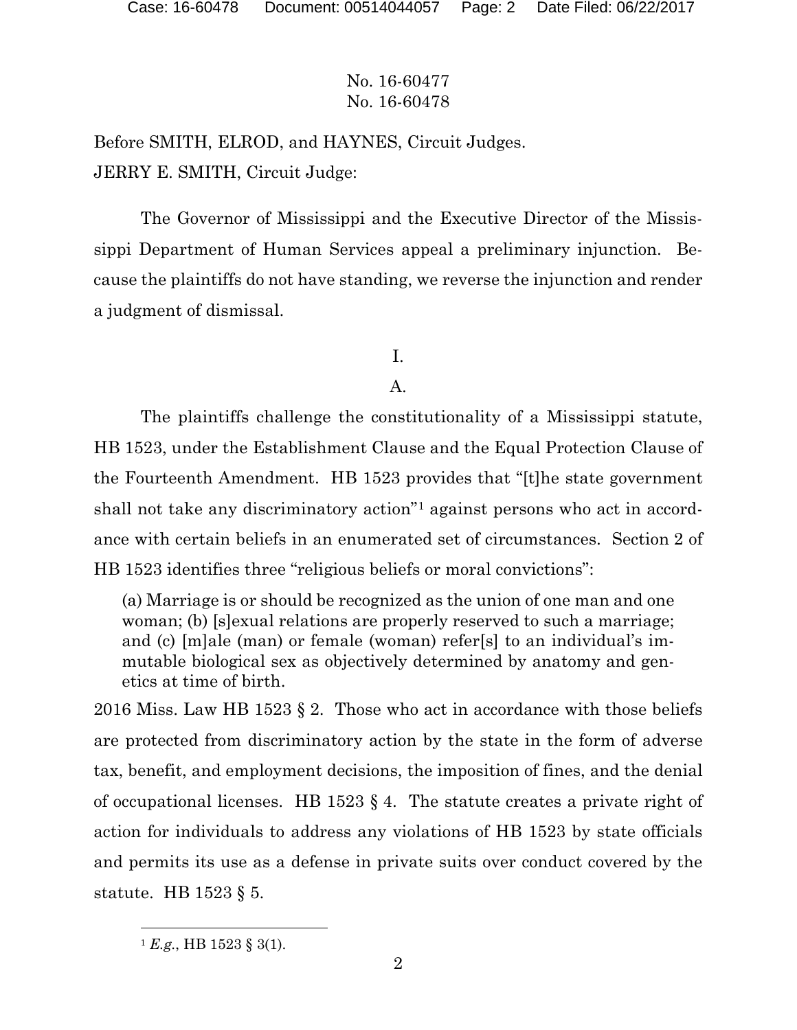No. 16-60477
No. 16-60478

Before SMITH, ELROD, and HAYNES, Circuit Judges.

JERRY E. SMITH, Circuit Judge:

The Governor of Mississippi and the Executive Director of the Mississippi Department of Human Services appeal a preliminary injunction. Because the plaintiffs do not have standing, we reverse the injunction and render a judgment of dismissal.

I.

A.

The plaintiffs challenge the constitutionality of a Mississippi statute, HB 1523, under the Establishment Clause and the Equal Protection Clause of the Fourteenth Amendment. HB 1523 provides that "[t]he state government shall not take any discriminatory action"[1] against persons who act in accordance with certain beliefs in an enumerated set of circumstances. Section 2 of HB 1523 identifies three "religious beliefs or moral convictions":

> (a) Marriage is or should be recognized as the union of one man and one woman; (b) [s]exual relations are properly reserved to such a marriage; and (c) [m]ale (man) or female (woman) refer[s] to an individual's immutable biological sex as objectively determined by anatomy and genetics at time of birth.

2016 Miss. Law HB 1523 § 2. Those who act in accordance with those beliefs are protected from discriminatory action by the state in the form of adverse tax, benefit, and employment decisions, the imposition of fines, and the denial of occupational licenses. HB 1523 § 4. The statute creates a private right of action for individuals to address any violations of HB 1523 by state officials and permits its use as a defense in private suits over conduct covered by the statute. HB 1523 § 5.

[1] *E.g.*, HB 1523 § 3(1).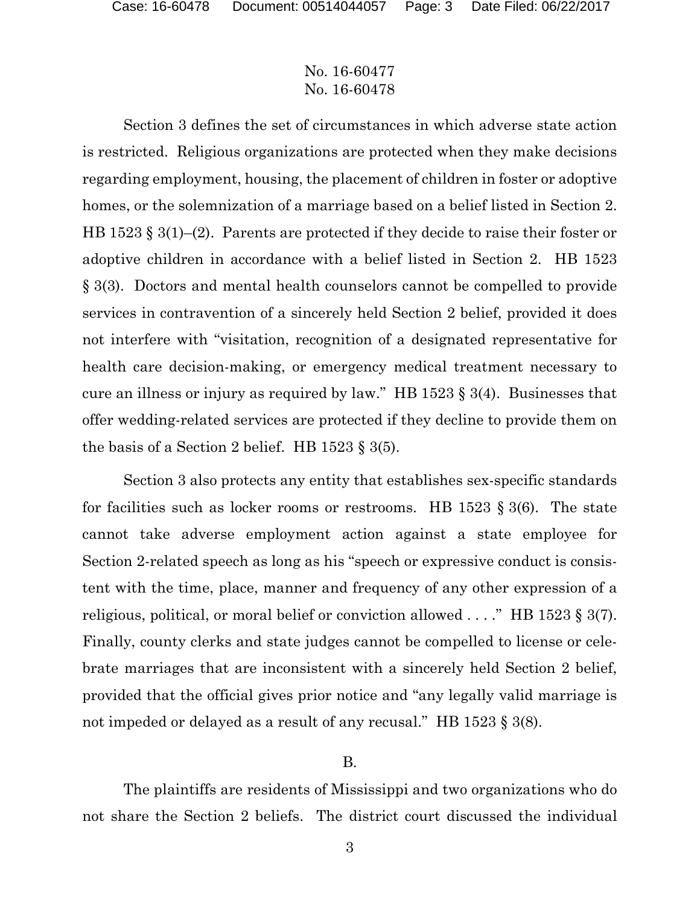Section 3 defines the set of circumstances in which adverse state action is restricted. Religious organizations are protected when they make decisions regarding employment, housing, the placement of children in foster or adoptive homes, or the solemnization of a marriage based on a belief listed in Section 2. HB 1523 § 3(1)–(2). Parents are protected if they decide to raise their foster or adoptive children in accordance with a belief listed in Section 2. HB 1523 § 3(3). Doctors and mental health counselors cannot be compelled to provide services in contravention of a sincerely held Section 2 belief, provided it does not interfere with "visitation, recognition of a designated representative for health care decision-making, or emergency medical treatment necessary to cure an illness or injury as required by law." HB 1523 § 3(4). Businesses that offer wedding-related services are protected if they decline to provide them on the basis of a Section 2 belief. HB 1523 § 3(5).

Section 3 also protects any entity that establishes sex-specific standards for facilities such as locker rooms or restrooms. HB 1523 § 3(6). The state cannot take adverse employment action against a state employee for Section 2-related speech as long as his "speech or expressive conduct is consistent with the time, place, manner and frequency of any other expression of a religious, political, or moral belief or conviction allowed . . . ." HB 1523 § 3(7). Finally, county clerks and state judges cannot be compelled to license or celebrate marriages that are inconsistent with a sincerely held Section 2 belief, provided that the official gives prior notice and "any legally valid marriage is not impeded or delayed as a result of any recusal." HB 1523 § 3(8).

B.

The plaintiffs are residents of Mississippi and two organizations who do not share the Section 2 beliefs. The district court discussed the individual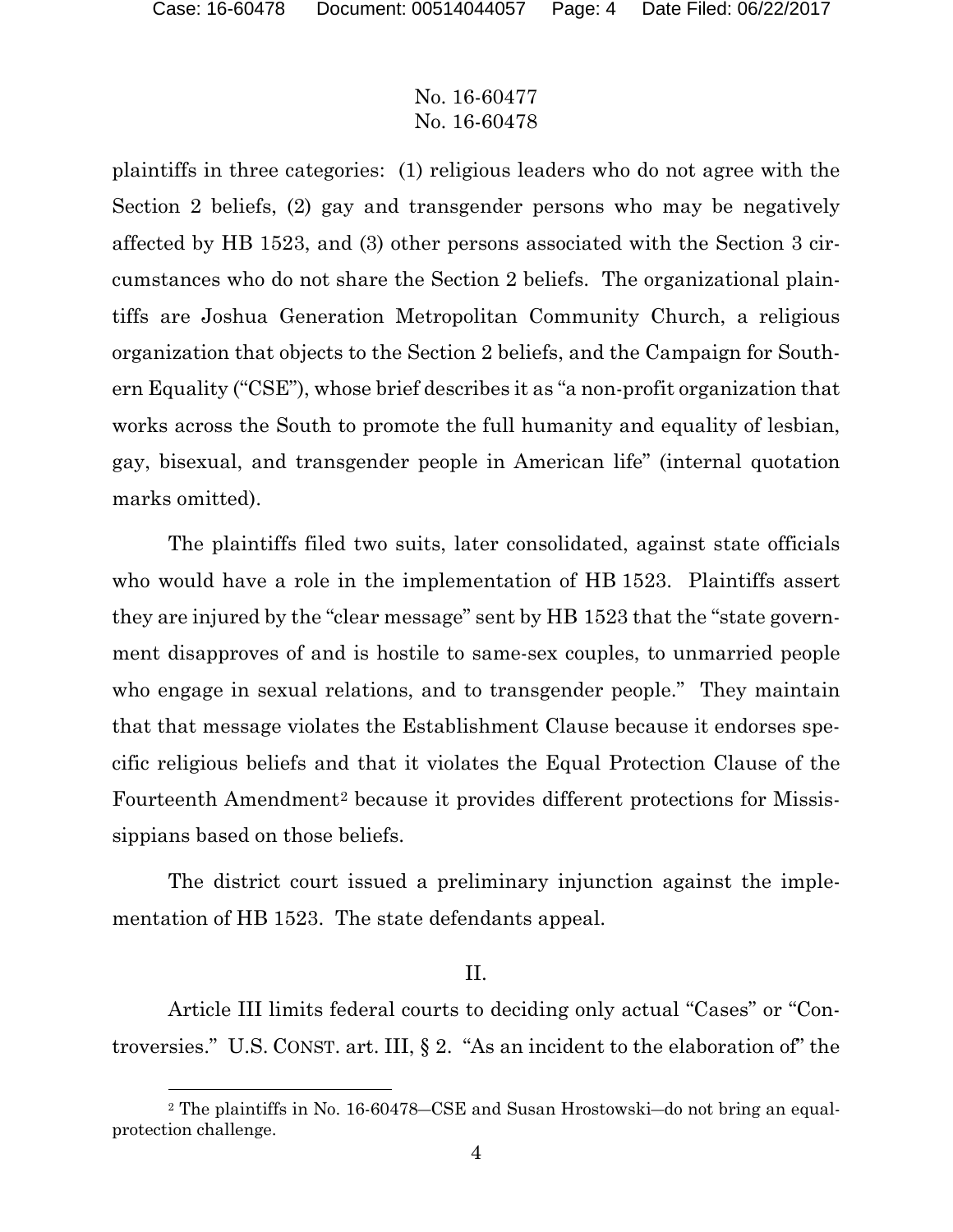plaintiffs in three categories: (1) religious leaders who do not agree with the Section 2 beliefs, (2) gay and transgender persons who may be negatively affected by HB 1523, and (3) other persons associated with the Section 3 circumstances who do not share the Section 2 beliefs. The organizational plaintiffs are Joshua Generation Metropolitan Community Church, a religious organization that objects to the Section 2 beliefs, and the Campaign for Southern Equality ("CSE"), whose brief describes it as "a non-profit organization that works across the South to promote the full humanity and equality of lesbian, gay, bisexual, and transgender people in American life" (internal quotation marks omitted).

The plaintiffs filed two suits, later consolidated, against state officials who would have a role in the implementation of HB 1523. Plaintiffs assert they are injured by the "clear message" sent by HB 1523 that the "state government disapproves of and is hostile to same-sex couples, to unmarried people who engage in sexual relations, and to transgender people." They maintain that that message violates the Establishment Clause because it endorses specific religious beliefs and that it violates the Equal Protection Clause of the Fourteenth Amendment[2] because it provides different protections for Mississippians based on those beliefs.

The district court issued a preliminary injunction against the implementation of HB 1523. The state defendants appeal.

## II.

Article III limits federal courts to deciding only actual "Cases" or "Controversies." U.S. CONST. art. III, § 2. "As an incident to the elaboration of" the

[2] The plaintiffs in No. 16-60478—CSE and Susan Hrostowski—do not bring an equal-protection challenge.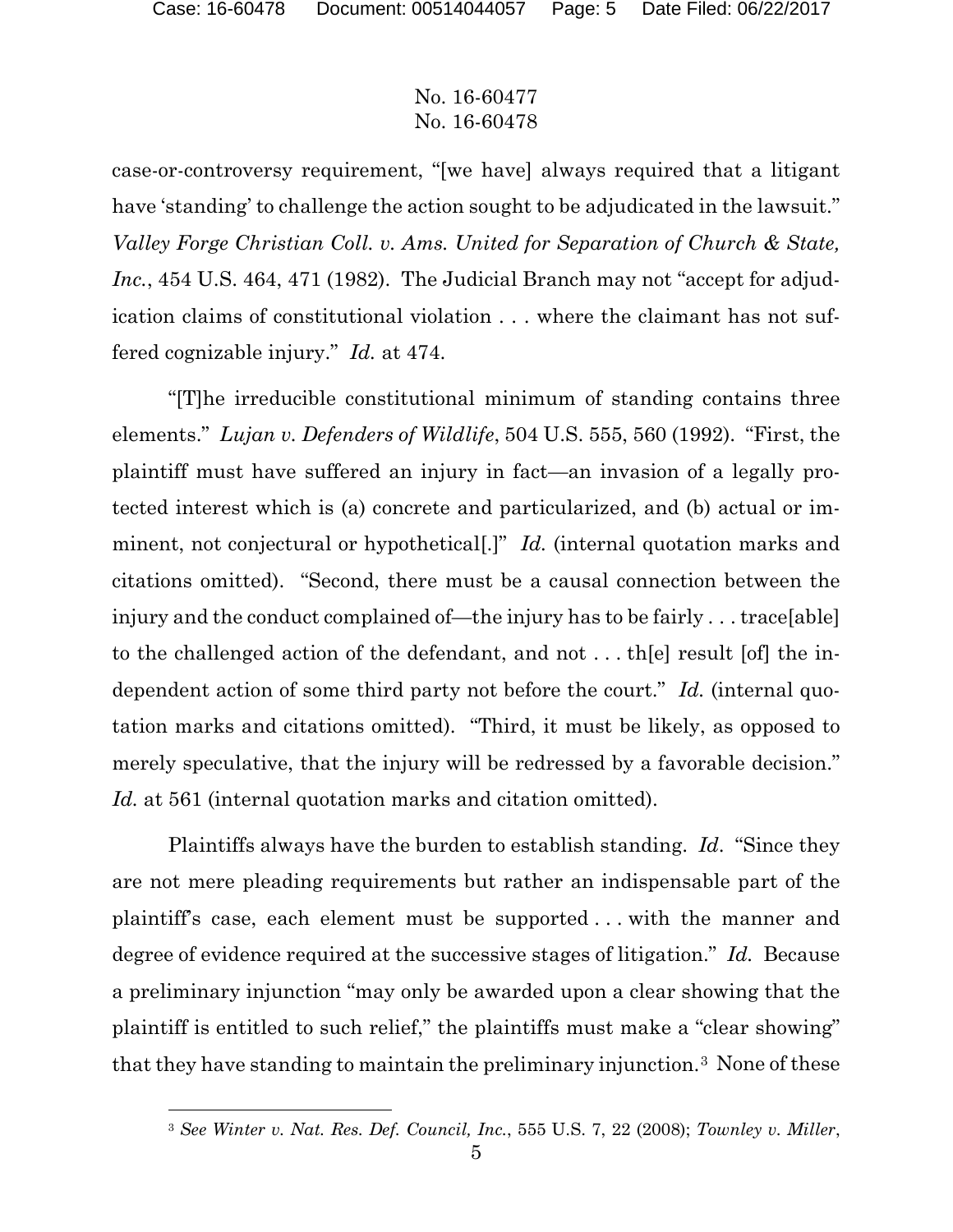case-or-controversy requirement, "[we have] always required that a litigant have 'standing' to challenge the action sought to be adjudicated in the lawsuit." *Valley Forge Christian Coll. v. Ams. United for Separation of Church & State, Inc.*, 454 U.S. 464, 471 (1982). The Judicial Branch may not "accept for adjudication claims of constitutional violation . . . where the claimant has not suffered cognizable injury." *Id.* at 474.

"[T]he irreducible constitutional minimum of standing contains three elements." *Lujan v. Defenders of Wildlife*, 504 U.S. 555, 560 (1992). "First, the plaintiff must have suffered an injury in fact—an invasion of a legally protected interest which is (a) concrete and particularized, and (b) actual or imminent, not conjectural or hypothetical[.]" *Id.* (internal quotation marks and citations omitted). "Second, there must be a causal connection between the injury and the conduct complained of—the injury has to be fairly . . . trace[able] to the challenged action of the defendant, and not . . . th[e] result [of] the independent action of some third party not before the court." *Id.* (internal quotation marks and citations omitted). "Third, it must be likely, as opposed to merely speculative, that the injury will be redressed by a favorable decision." *Id.* at 561 (internal quotation marks and citation omitted).

Plaintiffs always have the burden to establish standing. *Id*. "Since they are not mere pleading requirements but rather an indispensable part of the plaintiff's case, each element must be supported . . . with the manner and degree of evidence required at the successive stages of litigation." *Id.* Because a preliminary injunction "may only be awarded upon a clear showing that the plaintiff is entitled to such relief," the plaintiffs must make a "clear showing" that they have standing to maintain the preliminary injunction.[3] None of these

[3] *See Winter v. Nat. Res. Def. Council, Inc.*, 555 U.S. 7, 22 (2008); *Townley v. Miller*,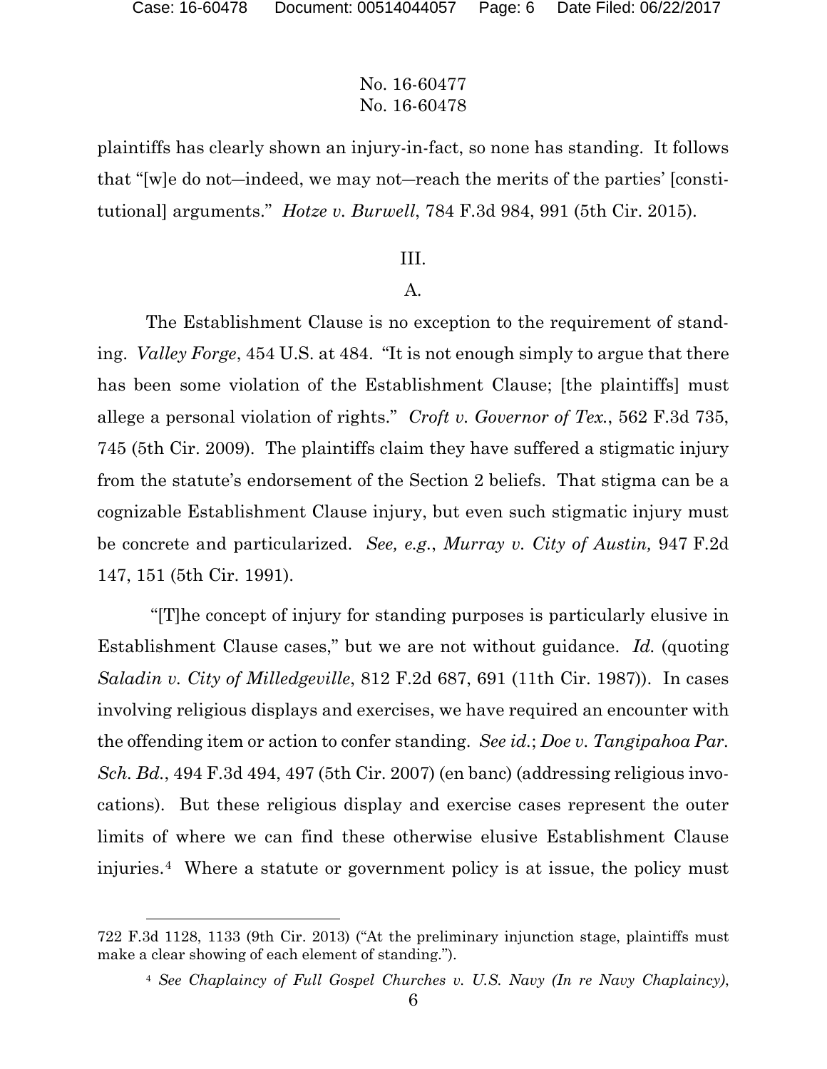plaintiffs has clearly shown an injury-in-fact, so none has standing. It follows that "[w]e do not—indeed, we may not—reach the merits of the parties' [constitutional] arguments." *Hotze v. Burwell*, 784 F.3d 984, 991 (5th Cir. 2015).

## III.

### A.

The Establishment Clause is no exception to the requirement of standing. *Valley Forge*, 454 U.S. at 484. "It is not enough simply to argue that there has been some violation of the Establishment Clause; [the plaintiffs] must allege a personal violation of rights." *Croft v. Governor of Tex.*, 562 F.3d 735, 745 (5th Cir. 2009). The plaintiffs claim they have suffered a stigmatic injury from the statute's endorsement of the Section 2 beliefs. That stigma can be a cognizable Establishment Clause injury, but even such stigmatic injury must be concrete and particularized. *See, e.g.*, *Murray v. City of Austin,* 947 F.2d 147, 151 (5th Cir. 1991).

"[T]he concept of injury for standing purposes is particularly elusive in Establishment Clause cases," but we are not without guidance. *Id.* (quoting *Saladin v. City of Milledgeville*, 812 F.2d 687, 691 (11th Cir. 1987)). In cases involving religious displays and exercises, we have required an encounter with the offending item or action to confer standing. *See id.*; *Doe v. Tangipahoa Par. Sch. Bd.*, 494 F.3d 494, 497 (5th Cir. 2007) (en banc) (addressing religious invocations). But these religious display and exercise cases represent the outer limits of where we can find these otherwise elusive Establishment Clause injuries.[4] Where a statute or government policy is at issue, the policy must

---

722 F.3d 1128, 1133 (9th Cir. 2013) ("At the preliminary injunction stage, plaintiffs must make a clear showing of each element of standing.").

[4] *See Chaplaincy of Full Gospel Churches v. U.S. Navy (In re Navy Chaplaincy)*,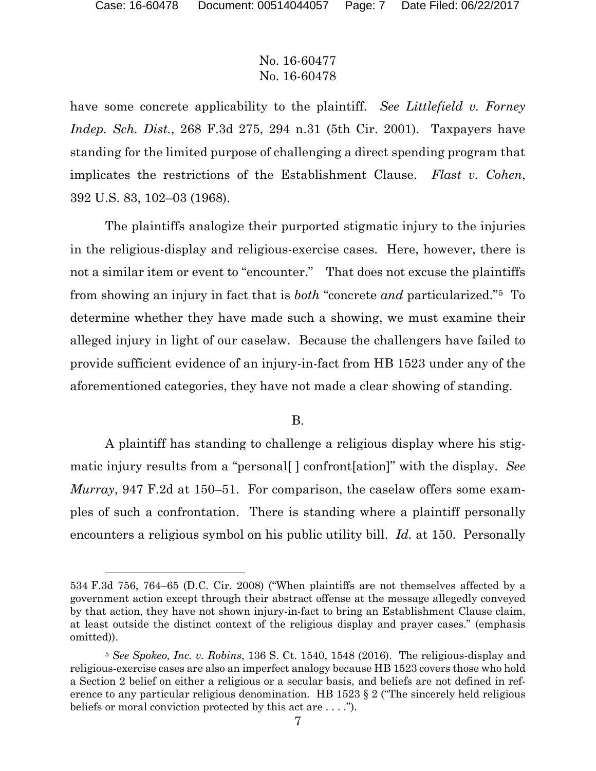have some concrete applicability to the plaintiff. *See Littlefield v. Forney Indep. Sch. Dist.*, 268 F.3d 275, 294 n.31 (5th Cir. 2001). Taxpayers have standing for the limited purpose of challenging a direct spending program that implicates the restrictions of the Establishment Clause. *Flast v. Cohen*, 392 U.S. 83, 102–03 (1968).

The plaintiffs analogize their purported stigmatic injury to the injuries in the religious-display and religious-exercise cases. Here, however, there is not a similar item or event to "encounter." That does not excuse the plaintiffs from showing an injury in fact that is *both* "concrete *and* particularized."[5] To determine whether they have made such a showing, we must examine their alleged injury in light of our caselaw. Because the challengers have failed to provide sufficient evidence of an injury-in-fact from HB 1523 under any of the aforementioned categories, they have not made a clear showing of standing.

B.

A plaintiff has standing to challenge a religious display where his stigmatic injury results from a "personal[ ] confront[ation]" with the display. *See Murray*, 947 F.2d at 150–51. For comparison, the caselaw offers some examples of such a confrontation. There is standing where a plaintiff personally encounters a religious symbol on his public utility bill. *Id.* at 150. Personally

---

534 F.3d 756, 764–65 (D.C. Cir. 2008) ("When plaintiffs are not themselves affected by a government action except through their abstract offense at the message allegedly conveyed by that action, they have not shown injury-in-fact to bring an Establishment Clause claim, at least outside the distinct context of the religious display and prayer cases." (emphasis omitted)).

[5] *See Spokeo, Inc. v. Robins*, 136 S. Ct. 1540, 1548 (2016). The religious-display and religious-exercise cases are also an imperfect analogy because HB 1523 covers those who hold a Section 2 belief on either a religious or a secular basis, and beliefs are not defined in reference to any particular religious denomination. HB 1523 § 2 ("The sincerely held religious beliefs or moral conviction protected by this act are . . . .").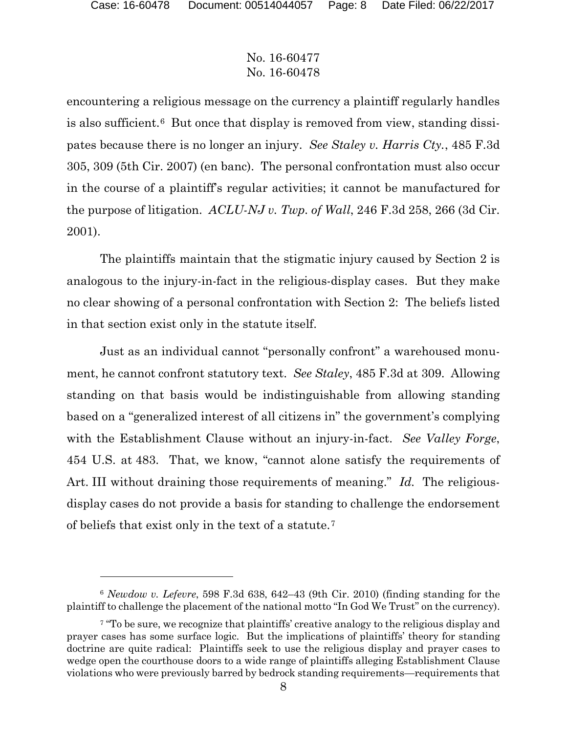encountering a religious message on the currency a plaintiff regularly handles is also sufficient.[6] But once that display is removed from view, standing dissipates because there is no longer an injury. *See Staley v. Harris Cty.*, 485 F.3d 305, 309 (5th Cir. 2007) (en banc). The personal confrontation must also occur in the course of a plaintiff's regular activities; it cannot be manufactured for the purpose of litigation. *ACLU-NJ v. Twp. of Wall*, 246 F.3d 258, 266 (3d Cir. 2001).

The plaintiffs maintain that the stigmatic injury caused by Section 2 is analogous to the injury-in-fact in the religious-display cases. But they make no clear showing of a personal confrontation with Section 2: The beliefs listed in that section exist only in the statute itself.

Just as an individual cannot "personally confront" a warehoused monument, he cannot confront statutory text. *See Staley*, 485 F.3d at 309. Allowing standing on that basis would be indistinguishable from allowing standing based on a "generalized interest of all citizens in" the government's complying with the Establishment Clause without an injury-in-fact. *See Valley Forge*, 454 U.S. at 483. That, we know, "cannot alone satisfy the requirements of Art. III without draining those requirements of meaning." *Id.* The religious-display cases do not provide a basis for standing to challenge the endorsement of beliefs that exist only in the text of a statute.[7]

---

[6] *Newdow v. Lefevre*, 598 F.3d 638, 642–43 (9th Cir. 2010) (finding standing for the plaintiff to challenge the placement of the national motto "In God We Trust" on the currency).

[7] "To be sure, we recognize that plaintiffs' creative analogy to the religious display and prayer cases has some surface logic. But the implications of plaintiffs' theory for standing doctrine are quite radical: Plaintiffs seek to use the religious display and prayer cases to wedge open the courthouse doors to a wide range of plaintiffs alleging Establishment Clause violations who were previously barred by bedrock standing requirements—requirements that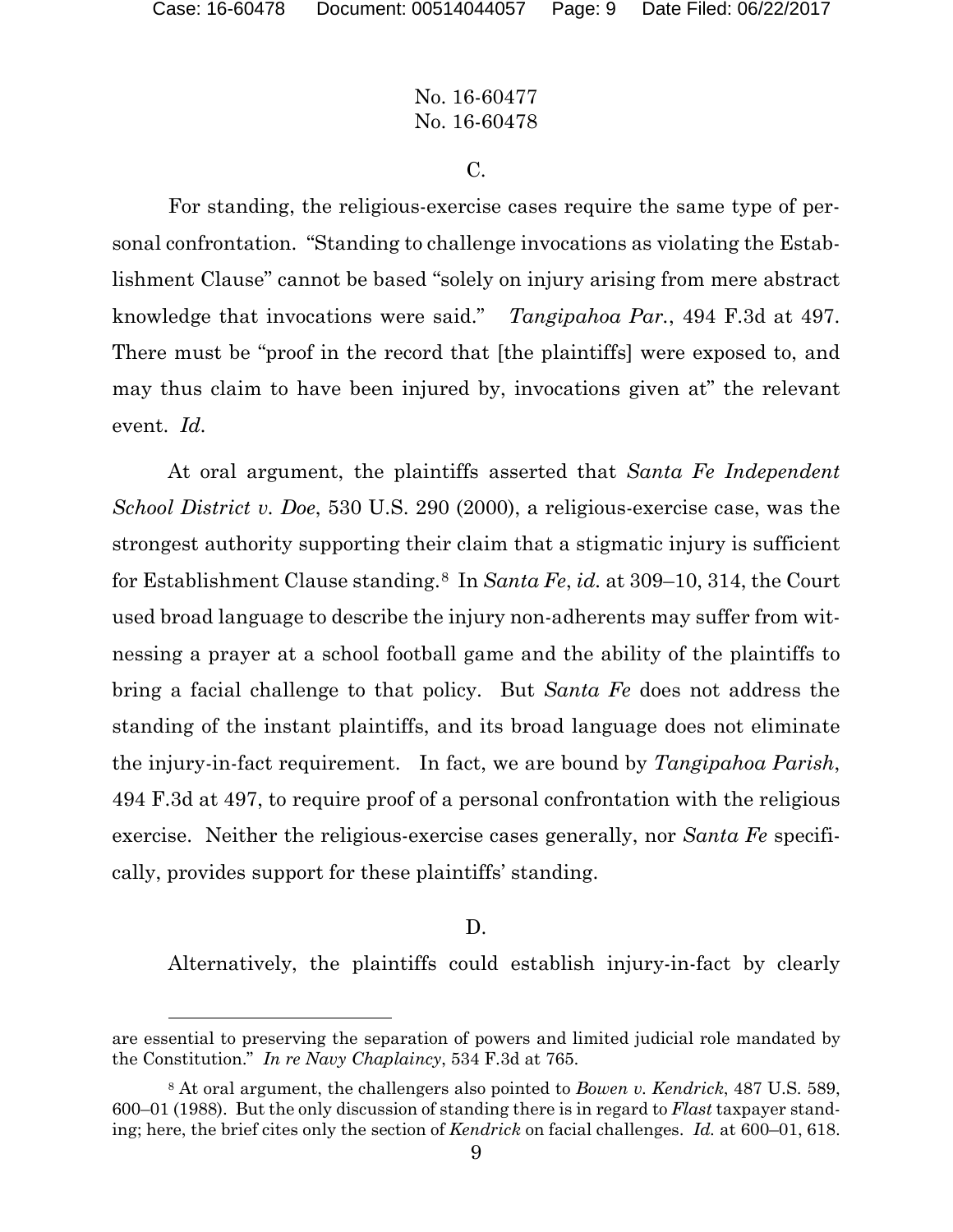### C.

For standing, the religious-exercise cases require the same type of personal confrontation. "Standing to challenge invocations as violating the Establishment Clause" cannot be based "solely on injury arising from mere abstract knowledge that invocations were said." *Tangipahoa Par.*, 494 F.3d at 497. There must be "proof in the record that [the plaintiffs] were exposed to, and may thus claim to have been injured by, invocations given at" the relevant event. *Id.*

At oral argument, the plaintiffs asserted that *Santa Fe Independent School District v. Doe*, 530 U.S. 290 (2000), a religious-exercise case, was the strongest authority supporting their claim that a stigmatic injury is sufficient for Establishment Clause standing.[8] In *Santa Fe*, *id.* at 309–10, 314, the Court used broad language to describe the injury non-adherents may suffer from witnessing a prayer at a school football game and the ability of the plaintiffs to bring a facial challenge to that policy. But *Santa Fe* does not address the standing of the instant plaintiffs, and its broad language does not eliminate the injury-in-fact requirement. In fact, we are bound by *Tangipahoa Parish*, 494 F.3d at 497, to require proof of a personal confrontation with the religious exercise. Neither the religious-exercise cases generally, nor *Santa Fe* specifically, provides support for these plaintiffs' standing.

### D.

Alternatively, the plaintiffs could establish injury-in-fact by clearly

---

are essential to preserving the separation of powers and limited judicial role mandated by the Constitution." *In re Navy Chaplaincy*, 534 F.3d at 765.

[8] At oral argument, the challengers also pointed to *Bowen v. Kendrick*, 487 U.S. 589, 600–01 (1988). But the only discussion of standing there is in regard to *Flast* taxpayer standing; here, the brief cites only the section of *Kendrick* on facial challenges. *Id.* at 600–01, 618.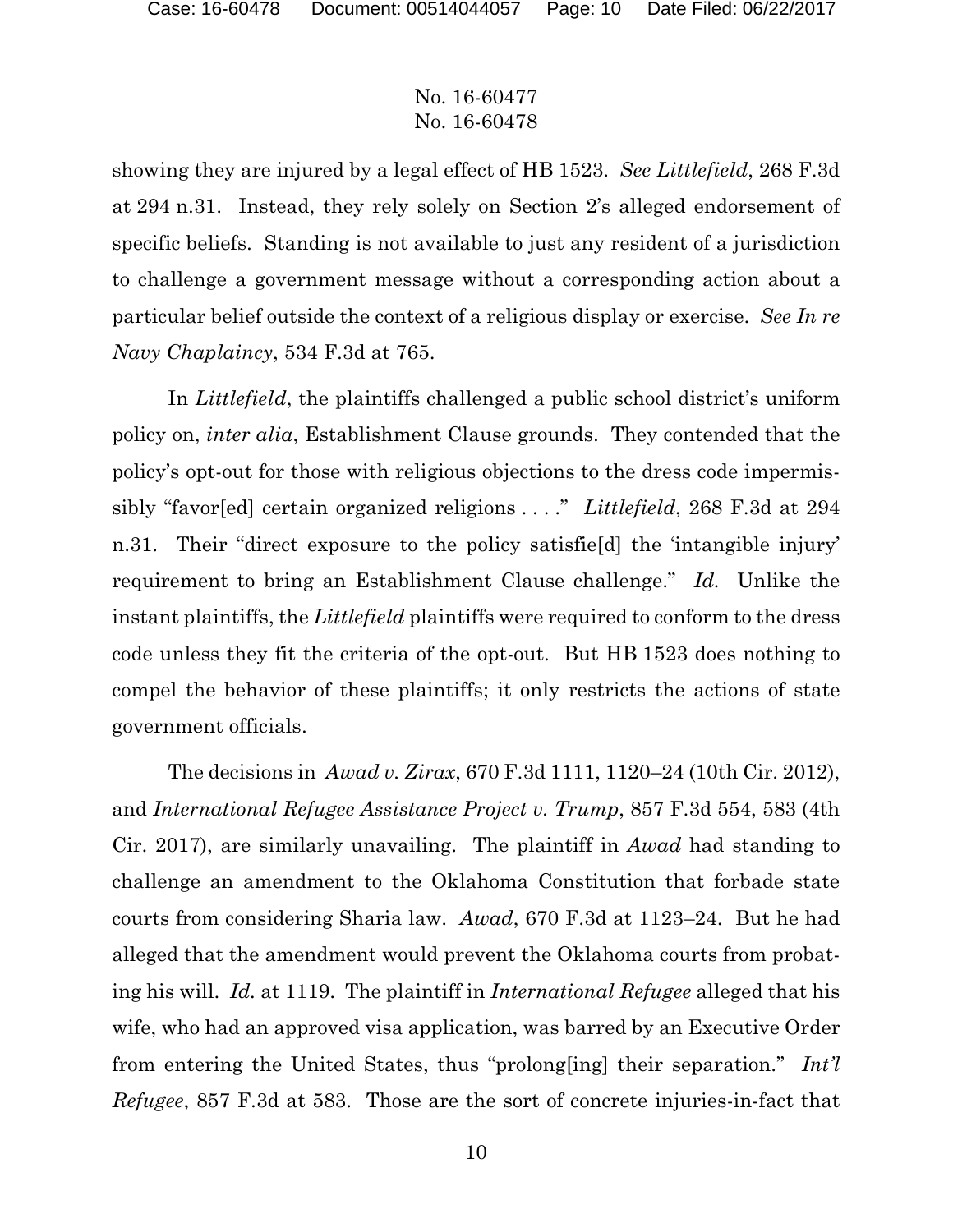showing they are injured by a legal effect of HB 1523. *See Littlefield*, 268 F.3d at 294 n.31. Instead, they rely solely on Section 2's alleged endorsement of specific beliefs. Standing is not available to just any resident of a jurisdiction to challenge a government message without a corresponding action about a particular belief outside the context of a religious display or exercise. *See In re Navy Chaplaincy*, 534 F.3d at 765.

In *Littlefield*, the plaintiffs challenged a public school district's uniform policy on, *inter alia*, Establishment Clause grounds. They contended that the policy's opt-out for those with religious objections to the dress code impermissibly "favor[ed] certain organized religions . . . ." *Littlefield*, 268 F.3d at 294 n.31. Their "direct exposure to the policy satisfie[d] the 'intangible injury' requirement to bring an Establishment Clause challenge." *Id.* Unlike the instant plaintiffs, the *Littlefield* plaintiffs were required to conform to the dress code unless they fit the criteria of the opt-out. But HB 1523 does nothing to compel the behavior of these plaintiffs; it only restricts the actions of state government officials.

The decisions in *Awad v. Zirax*, 670 F.3d 1111, 1120–24 (10th Cir. 2012), and *International Refugee Assistance Project v. Trump*, 857 F.3d 554, 583 (4th Cir. 2017), are similarly unavailing. The plaintiff in *Awad* had standing to challenge an amendment to the Oklahoma Constitution that forbade state courts from considering Sharia law. *Awad*, 670 F.3d at 1123–24. But he had alleged that the amendment would prevent the Oklahoma courts from probating his will. *Id.* at 1119. The plaintiff in *International Refugee* alleged that his wife, who had an approved visa application, was barred by an Executive Order from entering the United States, thus "prolong[ing] their separation." *Int'l Refugee*, 857 F.3d at 583. Those are the sort of concrete injuries-in-fact that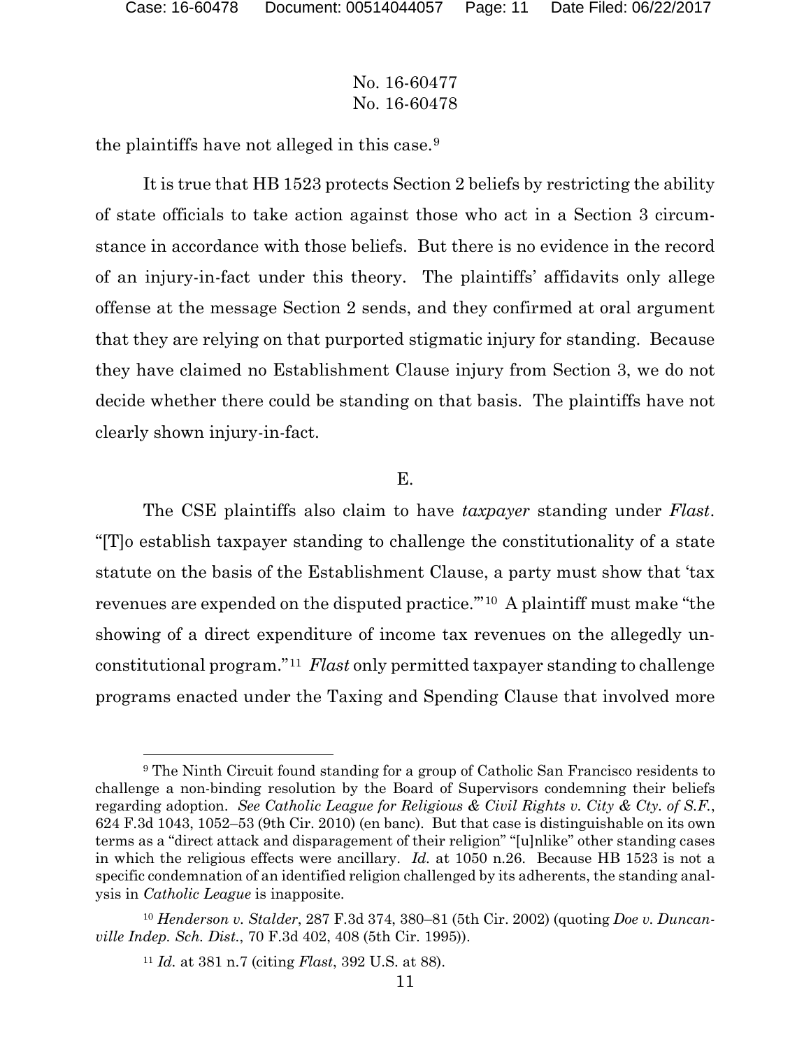the plaintiffs have not alleged in this case.[9]

It is true that HB 1523 protects Section 2 beliefs by restricting the ability of state officials to take action against those who act in a Section 3 circumstance in accordance with those beliefs. But there is no evidence in the record of an injury-in-fact under this theory. The plaintiffs' affidavits only allege offense at the message Section 2 sends, and they confirmed at oral argument that they are relying on that purported stigmatic injury for standing. Because they have claimed no Establishment Clause injury from Section 3, we do not decide whether there could be standing on that basis. The plaintiffs have not clearly shown injury-in-fact.

E.

The CSE plaintiffs also claim to have *taxpayer* standing under *Flast*. "[T]o establish taxpayer standing to challenge the constitutionality of a state statute on the basis of the Establishment Clause, a party must show that 'tax revenues are expended on the disputed practice.'"[10] A plaintiff must make "the showing of a direct expenditure of income tax revenues on the allegedly unconstitutional program."[11] *Flast* only permitted taxpayer standing to challenge programs enacted under the Taxing and Spending Clause that involved more

[9] The Ninth Circuit found standing for a group of Catholic San Francisco residents to challenge a non-binding resolution by the Board of Supervisors condemning their beliefs regarding adoption. *See Catholic League for Religious & Civil Rights v. City & Cty. of S.F.*, 624 F.3d 1043, 1052–53 (9th Cir. 2010) (en banc). But that case is distinguishable on its own terms as a "direct attack and disparagement of their religion" "[u]nlike" other standing cases in which the religious effects were ancillary. *Id.* at 1050 n.26. Because HB 1523 is not a specific condemnation of an identified religion challenged by its adherents, the standing analysis in *Catholic League* is inapposite.

[10] *Henderson v. Stalder*, 287 F.3d 374, 380–81 (5th Cir. 2002) (quoting *Doe v. Duncanville Indep. Sch. Dist.*, 70 F.3d 402, 408 (5th Cir. 1995)).

[11] *Id.* at 381 n.7 (citing *Flast*, 392 U.S. at 88).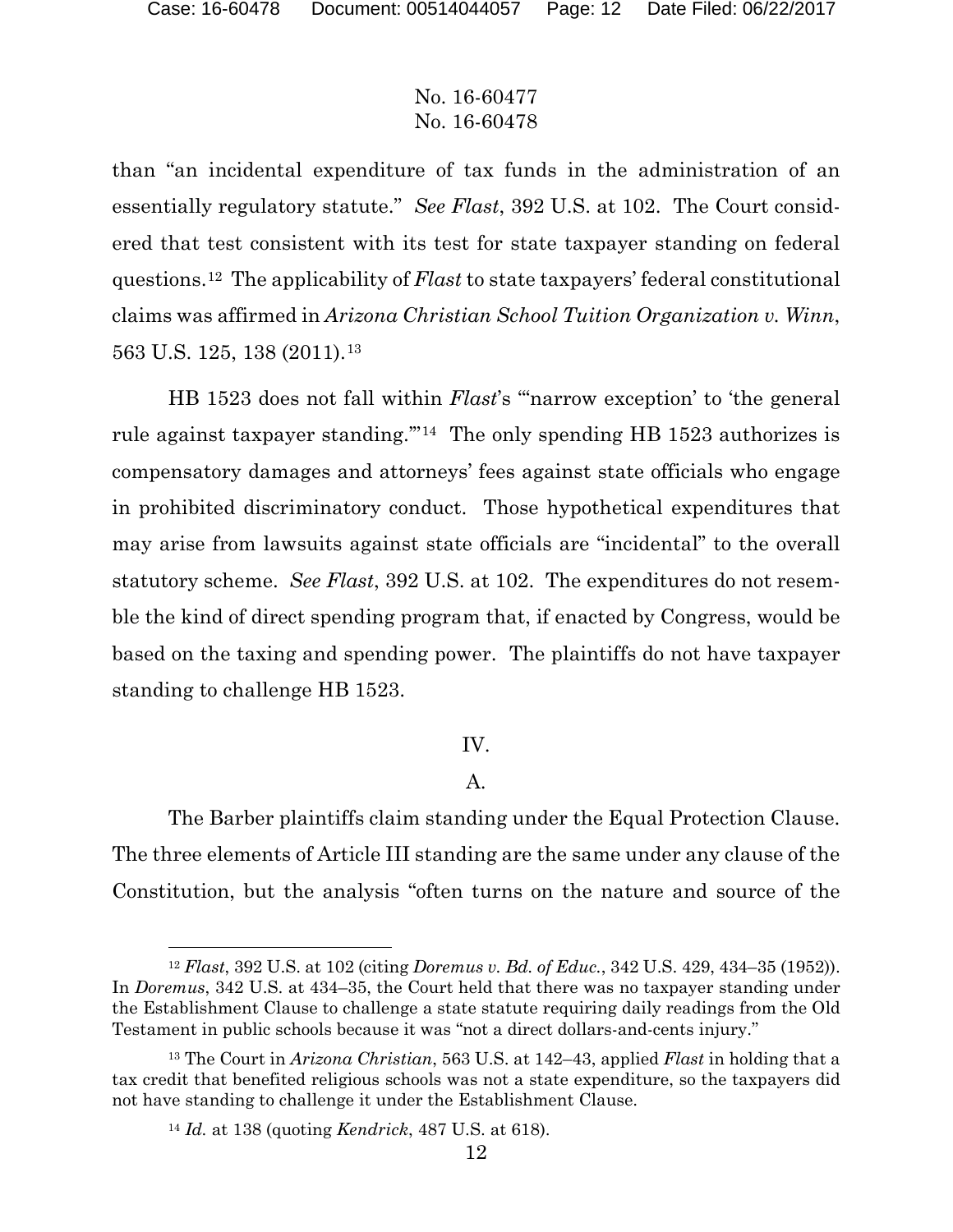than "an incidental expenditure of tax funds in the administration of an essentially regulatory statute." *See Flast*, 392 U.S. at 102. The Court considered that test consistent with its test for state taxpayer standing on federal questions.[12] The applicability of *Flast* to state taxpayers' federal constitutional claims was affirmed in *Arizona Christian School Tuition Organization v. Winn*, 563 U.S. 125, 138 (2011).[13]

HB 1523 does not fall within *Flast*'s "'narrow exception' to 'the general rule against taxpayer standing.'"[14] The only spending HB 1523 authorizes is compensatory damages and attorneys' fees against state officials who engage in prohibited discriminatory conduct. Those hypothetical expenditures that may arise from lawsuits against state officials are "incidental" to the overall statutory scheme. *See Flast*, 392 U.S. at 102. The expenditures do not resemble the kind of direct spending program that, if enacted by Congress, would be based on the taxing and spending power. The plaintiffs do not have taxpayer standing to challenge HB 1523.

## IV.

### A.

The Barber plaintiffs claim standing under the Equal Protection Clause. The three elements of Article III standing are the same under any clause of the Constitution, but the analysis "often turns on the nature and source of the

---

[12] *Flast*, 392 U.S. at 102 (citing *Doremus v. Bd. of Educ.*, 342 U.S. 429, 434–35 (1952)). In *Doremus*, 342 U.S. at 434–35, the Court held that there was no taxpayer standing under the Establishment Clause to challenge a state statute requiring daily readings from the Old Testament in public schools because it was "not a direct dollars-and-cents injury."

[13] The Court in *Arizona Christian*, 563 U.S. at 142–43, applied *Flast* in holding that a tax credit that benefited religious schools was not a state expenditure, so the taxpayers did not have standing to challenge it under the Establishment Clause.

[14] *Id.* at 138 (quoting *Kendrick*, 487 U.S. at 618).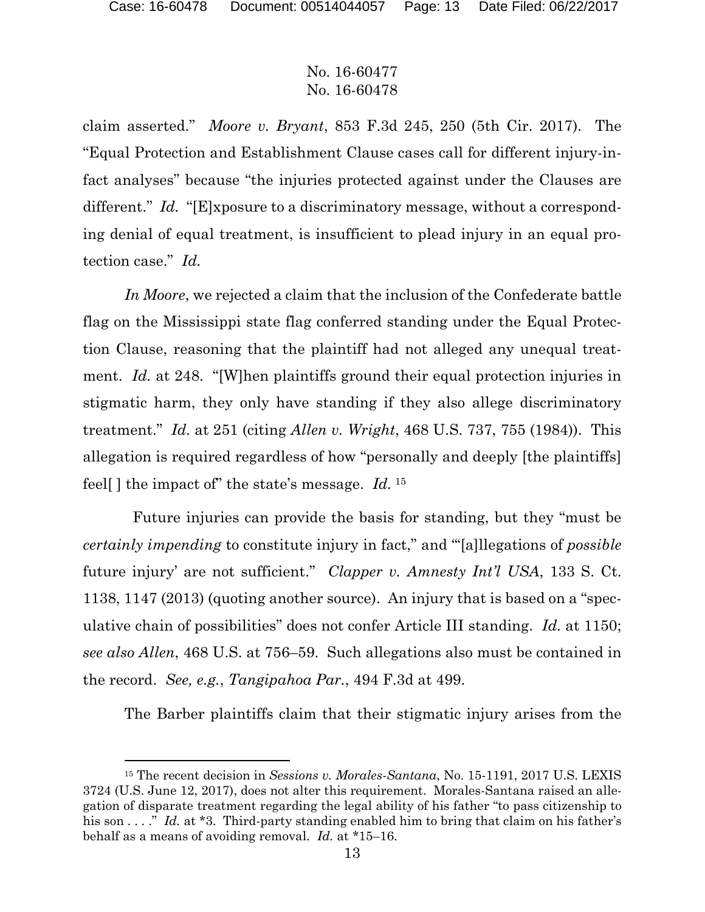claim asserted." *Moore v. Bryant*, 853 F.3d 245, 250 (5th Cir. 2017). The "Equal Protection and Establishment Clause cases call for different injury-in-fact analyses" because "the injuries protected against under the Clauses are different." *Id.* "[E]xposure to a discriminatory message, without a corresponding denial of equal treatment, is insufficient to plead injury in an equal protection case." *Id.*

*In Moore*, we rejected a claim that the inclusion of the Confederate battle flag on the Mississippi state flag conferred standing under the Equal Protection Clause, reasoning that the plaintiff had not alleged any unequal treatment. *Id.* at 248. "[W]hen plaintiffs ground their equal protection injuries in stigmatic harm, they only have standing if they also allege discriminatory treatment." *Id.* at 251 (citing *Allen v. Wright*, 468 U.S. 737, 755 (1984)). This allegation is required regardless of how "personally and deeply [the plaintiffs] feel[ ] the impact of" the state's message. *Id.* [15]

Future injuries can provide the basis for standing, but they "must be *certainly impending* to constitute injury in fact," and "'[a]llegations of *possible* future injury' are not sufficient." *Clapper v. Amnesty Int'l USA*, 133 S. Ct. 1138, 1147 (2013) (quoting another source). An injury that is based on a "speculative chain of possibilities" does not confer Article III standing. *Id.* at 1150; *see also Allen*, 468 U.S. at 756–59. Such allegations also must be contained in the record. *See, e.g.*, *Tangipahoa Par.*, 494 F.3d at 499.

The Barber plaintiffs claim that their stigmatic injury arises from the

---

[15] The recent decision in *Sessions v. Morales-Santana*, No. 15-1191, 2017 U.S. LEXIS 3724 (U.S. June 12, 2017), does not alter this requirement. Morales-Santana raised an allegation of disparate treatment regarding the legal ability of his father "to pass citizenship to his son . . . ." *Id.* at *3. Third-party standing enabled him to bring that claim on his father's behalf as a means of avoiding removal. *Id.* at *15–16.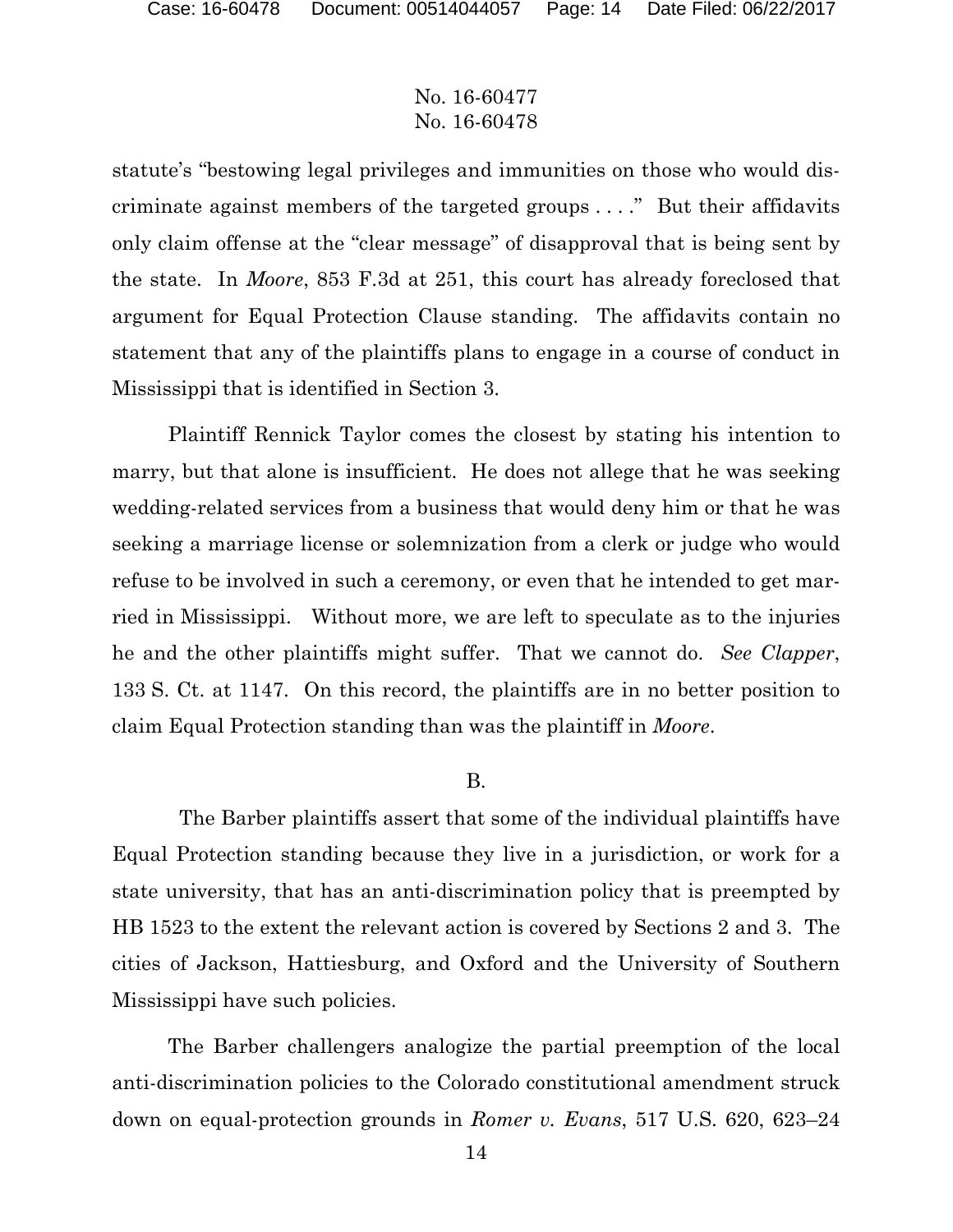statute's "bestowing legal privileges and immunities on those who would discriminate against members of the targeted groups . . . ." But their affidavits only claim offense at the "clear message" of disapproval that is being sent by the state. In *Moore*, 853 F.3d at 251, this court has already foreclosed that argument for Equal Protection Clause standing. The affidavits contain no statement that any of the plaintiffs plans to engage in a course of conduct in Mississippi that is identified in Section 3.

Plaintiff Rennick Taylor comes the closest by stating his intention to marry, but that alone is insufficient. He does not allege that he was seeking wedding-related services from a business that would deny him or that he was seeking a marriage license or solemnization from a clerk or judge who would refuse to be involved in such a ceremony, or even that he intended to get married in Mississippi. Without more, we are left to speculate as to the injuries he and the other plaintiffs might suffer. That we cannot do. *See Clapper*, 133 S. Ct. at 1147. On this record, the plaintiffs are in no better position to claim Equal Protection standing than was the plaintiff in *Moore*.

B.

The Barber plaintiffs assert that some of the individual plaintiffs have Equal Protection standing because they live in a jurisdiction, or work for a state university, that has an anti-discrimination policy that is preempted by HB 1523 to the extent the relevant action is covered by Sections 2 and 3. The cities of Jackson, Hattiesburg, and Oxford and the University of Southern Mississippi have such policies.

The Barber challengers analogize the partial preemption of the local anti-discrimination policies to the Colorado constitutional amendment struck down on equal-protection grounds in *Romer v. Evans*, 517 U.S. 620, 623–24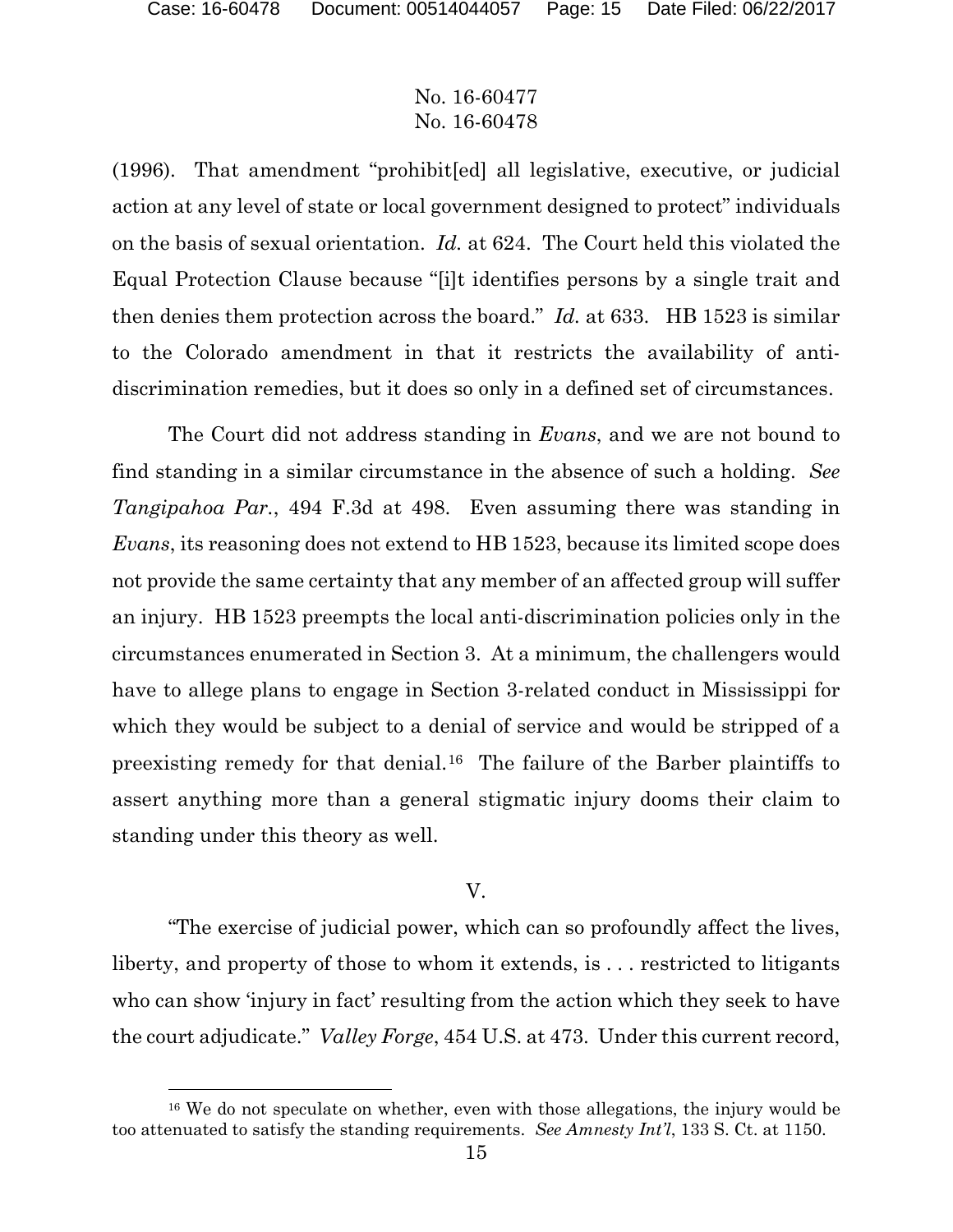(1996). That amendment "prohibit[ed] all legislative, executive, or judicial action at any level of state or local government designed to protect" individuals on the basis of sexual orientation. *Id.* at 624. The Court held this violated the Equal Protection Clause because "[i]t identifies persons by a single trait and then denies them protection across the board." *Id.* at 633. HB 1523 is similar to the Colorado amendment in that it restricts the availability of anti-discrimination remedies, but it does so only in a defined set of circumstances.

The Court did not address standing in *Evans*, and we are not bound to find standing in a similar circumstance in the absence of such a holding. *See Tangipahoa Par.*, 494 F.3d at 498. Even assuming there was standing in *Evans*, its reasoning does not extend to HB 1523, because its limited scope does not provide the same certainty that any member of an affected group will suffer an injury. HB 1523 preempts the local anti-discrimination policies only in the circumstances enumerated in Section 3. At a minimum, the challengers would have to allege plans to engage in Section 3-related conduct in Mississippi for which they would be subject to a denial of service and would be stripped of a preexisting remedy for that denial.[16] The failure of the Barber plaintiffs to assert anything more than a general stigmatic injury dooms their claim to standing under this theory as well.

## V.

"The exercise of judicial power, which can so profoundly affect the lives, liberty, and property of those to whom it extends, is . . . restricted to litigants who can show 'injury in fact' resulting from the action which they seek to have the court adjudicate." *Valley Forge*, 454 U.S. at 473. Under this current record,

---

[16] We do not speculate on whether, even with those allegations, the injury would be too attenuated to satisfy the standing requirements. *See Amnesty Int'l*, 133 S. Ct. at 1150.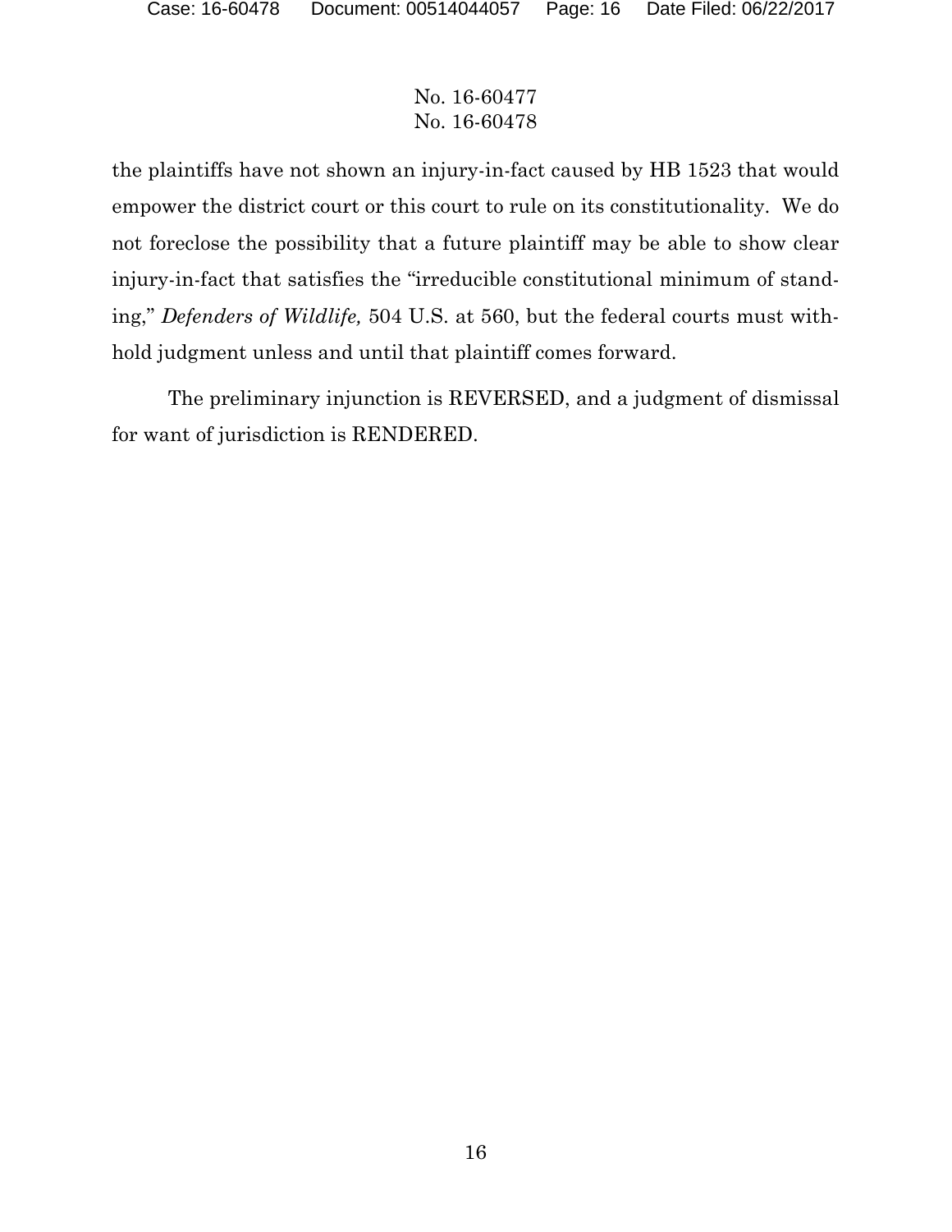the plaintiffs have not shown an injury-in-fact caused by HB 1523 that would empower the district court or this court to rule on its constitutionality. We do not foreclose the possibility that a future plaintiff may be able to show clear injury-in-fact that satisfies the "irreducible constitutional minimum of standing," *Defenders of Wildlife,* 504 U.S. at 560, but the federal courts must withhold judgment unless and until that plaintiff comes forward.

The preliminary injunction is REVERSED, and a judgment of dismissal for want of jurisdiction is RENDERED.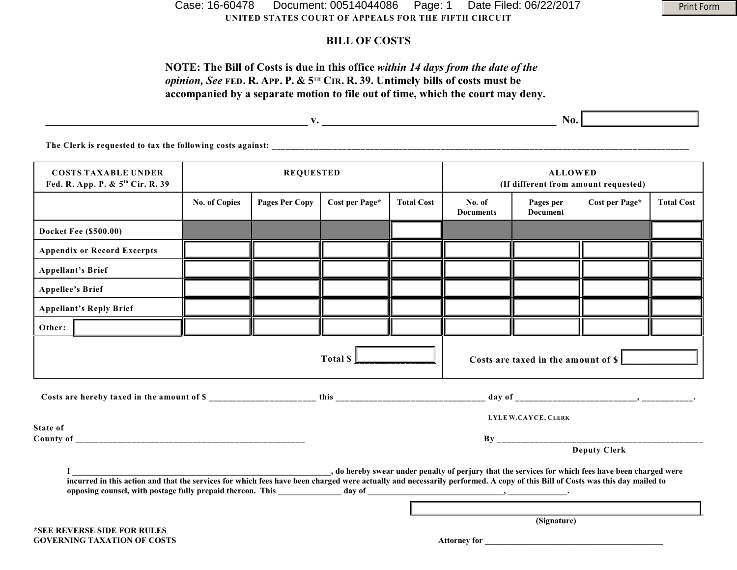UNITED STATES COURT OF APPEALS FOR THE FIFTH CIRCUIT

# BILL OF COSTS

**NOTE: The Bill of Costs is due in this office *within 14 days from the date of the opinion, See* FED. R. APP. P. & 5TH CIR. R. 39. Untimely bills of costs must be accompanied by a separate motion to file out of time, which the court may deny.**

_______________________________________________ v. _______________________________________________ No. ____________

The Clerk is requested to tax the following costs against: _______________________________________________

| COSTS TAXABLE UNDER Fed. R. App. P. & 5th Cir. R. 39 | REQUESTED | | | | ALLOWED (If different from amount requested) | | | |
|---|---|---|---|---|---|---|---|---|
| | No. of Copies | Pages Per Copy | Cost per Page* | Total Cost | No. of Documents | Pages per Document | Cost per Page* | Total Cost |
| Docket Fee ($500.00) | | | | | | | | |
| Appendix or Record Excerpts | | | | | | | | |
| Appellant's Brief | | | | | | | | |
| Appellee's Brief | | | | | | | | |
| Appellant's Reply Brief | | | | | | | | |
| Other: | | | | | | | | |
| | | | | Total $ ________ | | | | Costs are taxed in the amount of $ ________ |

Costs are hereby taxed in the amount of $ ____________________ this ____________________ day of ____________________, __________.

LYLE W. CAYCE, CLERK

State of
County of _______________________________________________

By _______________________________________________
Deputy Clerk

I _______________________________________________, do hereby swear under penalty of perjury that the services for which fees have been charged were incurred in this action and that the services for which fees have been charged were actually and necessarily performed. A copy of this Bill of Costs was this day mailed to opposing counsel, with postage fully prepaid thereon. This ______________ day of ______________________________, ______________.

_______________________________________________
(Signature)

*SEE REVERSE SIDE FOR RULES GOVERNING TAXATION OF COSTS

Attorney for _______________________________________________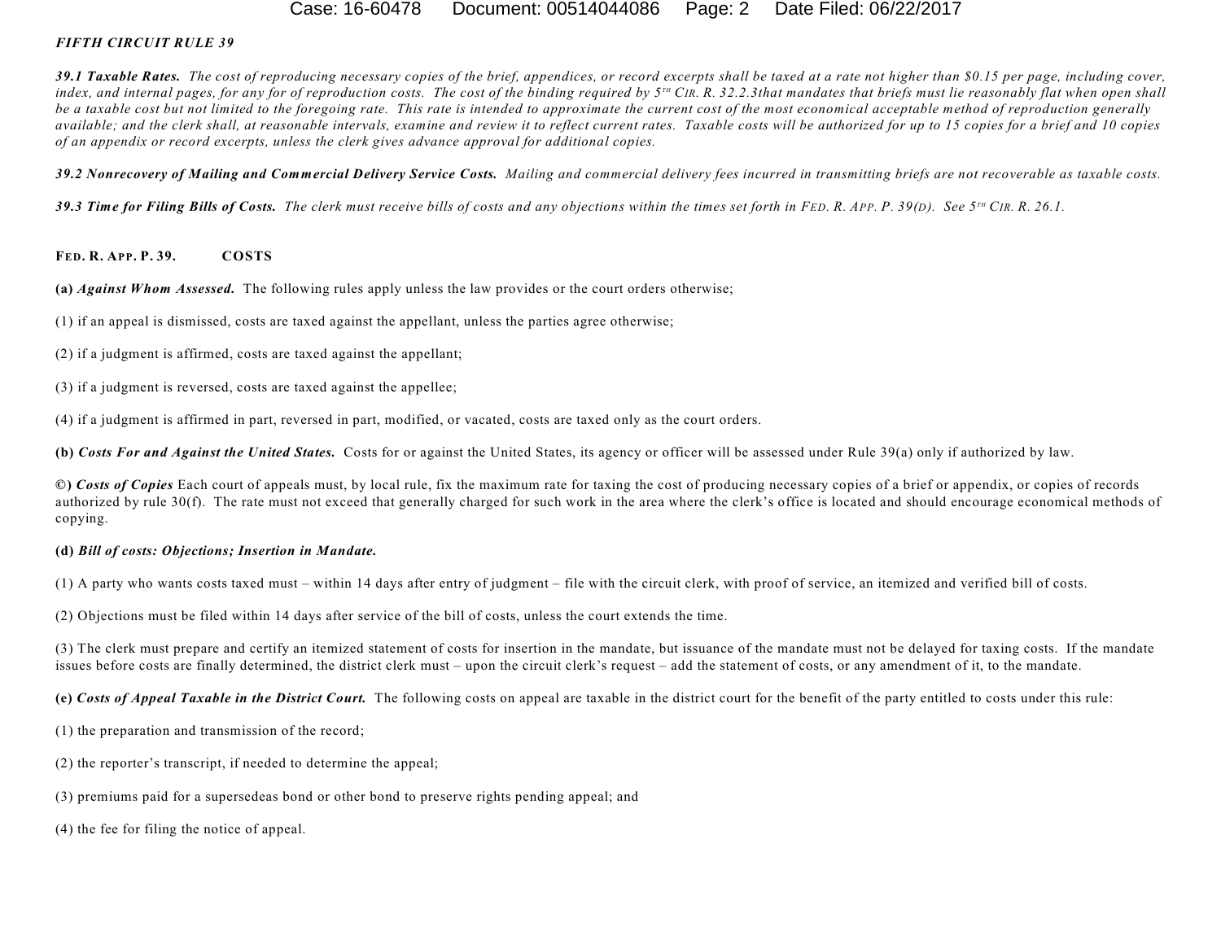***FIFTH CIRCUIT RULE 39***

***39.1 Taxable Rates.*** *The cost of reproducing necessary copies of the brief, appendices, or record excerpts shall be taxed at a rate not higher than $0.15 per page, including cover, index, and internal pages, for any for of reproduction costs. The cost of the binding required by 5TH CIR. R. 32.2.3that mandates that briefs must lie reasonably flat when open shall be a taxable cost but not limited to the foregoing rate. This rate is intended to approximate the current cost of the most economical acceptable method of reproduction generally available; and the clerk shall, at reasonable intervals, examine and review it to reflect current rates. Taxable costs will be authorized for up to 15 copies for a brief and 10 copies of an appendix or record excerpts, unless the clerk gives advance approval for additional copies.*

***39.2 Nonrecovery of Mailing and Commercial Delivery Service Costs.*** *Mailing and commercial delivery fees incurred in transmitting briefs are not recoverable as taxable costs.*

***39.3 Time for Filing Bills of Costs.*** *The clerk must receive bills of costs and any objections within the times set forth in FED. R. APP. P. 39(D). See 5TH CIR. R. 26.1.*

**FED. R. APP. P. 39. COSTS**

**(a)** ***Against Whom Assessed.*** The following rules apply unless the law provides or the court orders otherwise;

(1) if an appeal is dismissed, costs are taxed against the appellant, unless the parties agree otherwise;

(2) if a judgment is affirmed, costs are taxed against the appellant;

(3) if a judgment is reversed, costs are taxed against the appellee;

(4) if a judgment is affirmed in part, reversed in part, modified, or vacated, costs are taxed only as the court orders.

**(b)** ***Costs For and Against the United States.*** Costs for or against the United States, its agency or officer will be assessed under Rule 39(a) only if authorized by law.

**©)** ***Costs of Copies*** Each court of appeals must, by local rule, fix the maximum rate for taxing the cost of producing necessary copies of a brief or appendix, or copies of records authorized by rule 30(f). The rate must not exceed that generally charged for such work in the area where the clerk's office is located and should encourage economical methods of copying.

**(d)** ***Bill of costs: Objections; Insertion in Mandate.***

(1) A party who wants costs taxed must – within 14 days after entry of judgment – file with the circuit clerk, with proof of service, an itemized and verified bill of costs.

(2) Objections must be filed within 14 days after service of the bill of costs, unless the court extends the time.

(3) The clerk must prepare and certify an itemized statement of costs for insertion in the mandate, but issuance of the mandate must not be delayed for taxing costs. If the mandate issues before costs are finally determined, the district clerk must – upon the circuit clerk's request – add the statement of costs, or any amendment of it, to the mandate.

**(e)** ***Costs of Appeal Taxable in the District Court.*** The following costs on appeal are taxable in the district court for the benefit of the party entitled to costs under this rule:

(1) the preparation and transmission of the record;

(2) the reporter's transcript, if needed to determine the appeal;

(3) premiums paid for a supersedeas bond or other bond to preserve rights pending appeal; and

(4) the fee for filing the notice of appeal.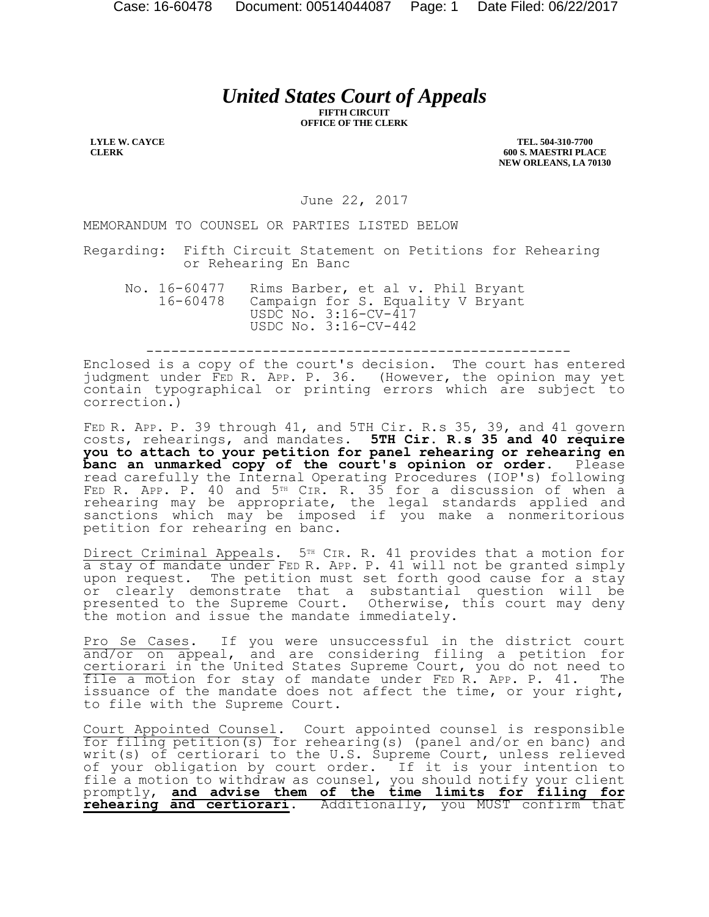# *United States Court of Appeals*

**FIFTH CIRCUIT**
**OFFICE OF THE CLERK**

**LYLE W. CAYCE**
**CLERK**

**TEL. 504-310-7700**
**600 S. MAESTRI PLACE**
**NEW ORLEANS, LA 70130**

June 22, 2017

MEMORANDUM TO COUNSEL OR PARTIES LISTED BELOW

Regarding: Fifth Circuit Statement on Petitions for Rehearing or Rehearing En Banc

No. 16-60477 Rims Barber, et al v. Phil Bryant
16-60478 Campaign for S. Equality V Bryant
USDC No. 3:16-CV-417
USDC No. 3:16-CV-442

---

Enclosed is a copy of the court's decision. The court has entered judgment under FED R. APP. P. 36. (However, the opinion may yet contain typographical or printing errors which are subject to correction.)

FED R. APP. P. 39 through 41, and 5TH Cir. R.s 35, 39, and 41 govern costs, rehearings, and mandates. **5TH Cir. R.s 35 and 40 require you to attach to your petition for panel rehearing or rehearing en banc an unmarked copy of the court's opinion or order.** Please read carefully the Internal Operating Procedures (IOP's) following FED R. APP. P. 40 and 5TH CIR. R. 35 for a discussion of when a rehearing may be appropriate, the legal standards applied and sanctions which may be imposed if you make a nonmeritorious petition for rehearing en banc.

Direct Criminal Appeals. 5TH CIR. R. 41 provides that a motion for a stay of mandate under FED R. APP. P. 41 will not be granted simply upon request. The petition must set forth good cause for a stay or clearly demonstrate that a substantial question will be presented to the Supreme Court. Otherwise, this court may deny the motion and issue the mandate immediately.

Pro Se Cases. If you were unsuccessful in the district court and/or on appeal, and are considering filing a petition for certiorari in the United States Supreme Court, you do not need to file a motion for stay of mandate under FED R. APP. P. 41. The issuance of the mandate does not affect the time, or your right, to file with the Supreme Court.

Court Appointed Counsel. Court appointed counsel is responsible for filing petition(s) for rehearing(s) (panel and/or en banc) and writ(s) of certiorari to the U.S. Supreme Court, unless relieved of your obligation by court order. If it is your intention to file a motion to withdraw as counsel, you should notify your client promptly, **and advise them of the time limits for filing for rehearing and certiorari**. Additionally, you MUST confirm that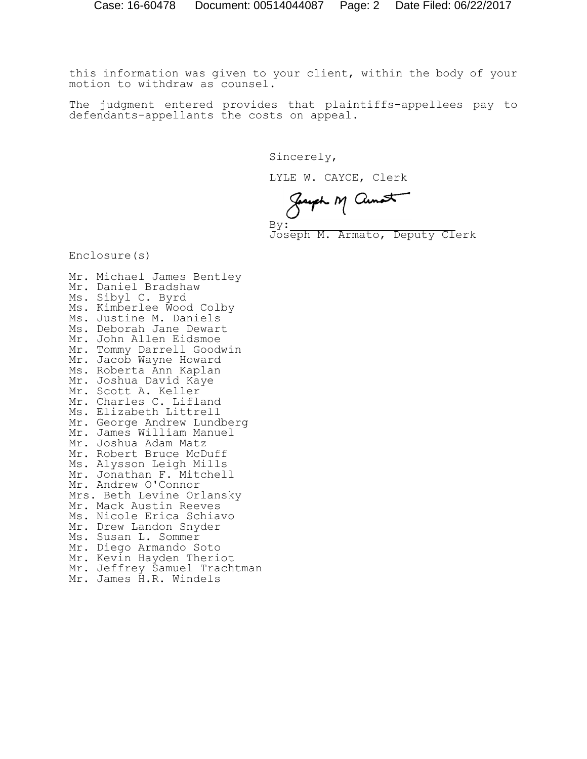this information was given to your client, within the body of your motion to withdraw as counsel.

The judgment entered provides that plaintiffs-appellees pay to defendants-appellants the costs on appeal.

Sincerely,

LYLE W. CAYCE, Clerk

By: Joseph M. Armato, Deputy Clerk

Enclosure(s)

Mr. Michael James Bentley
Mr. Daniel Bradshaw
Ms. Sibyl C. Byrd
Ms. Kimberlee Wood Colby
Ms. Justine M. Daniels
Ms. Deborah Jane Dewart
Mr. John Allen Eidsmoe
Mr. Tommy Darrell Goodwin
Mr. Jacob Wayne Howard
Ms. Roberta Ann Kaplan
Mr. Joshua David Kaye
Mr. Scott A. Keller
Mr. Charles C. Lifland
Ms. Elizabeth Littrell
Mr. George Andrew Lundberg
Mr. James William Manuel
Mr. Joshua Adam Matz
Mr. Robert Bruce McDuff
Ms. Alysson Leigh Mills
Mr. Jonathan F. Mitchell
Mr. Andrew O'Connor
Mrs. Beth Levine Orlansky
Mr. Mack Austin Reeves
Ms. Nicole Erica Schiavo
Mr. Drew Landon Snyder
Ms. Susan L. Sommer
Mr. Diego Armando Soto
Mr. Kevin Hayden Theriot
Mr. Jeffrey Samuel Trachtman
Mr. James H.R. Windels